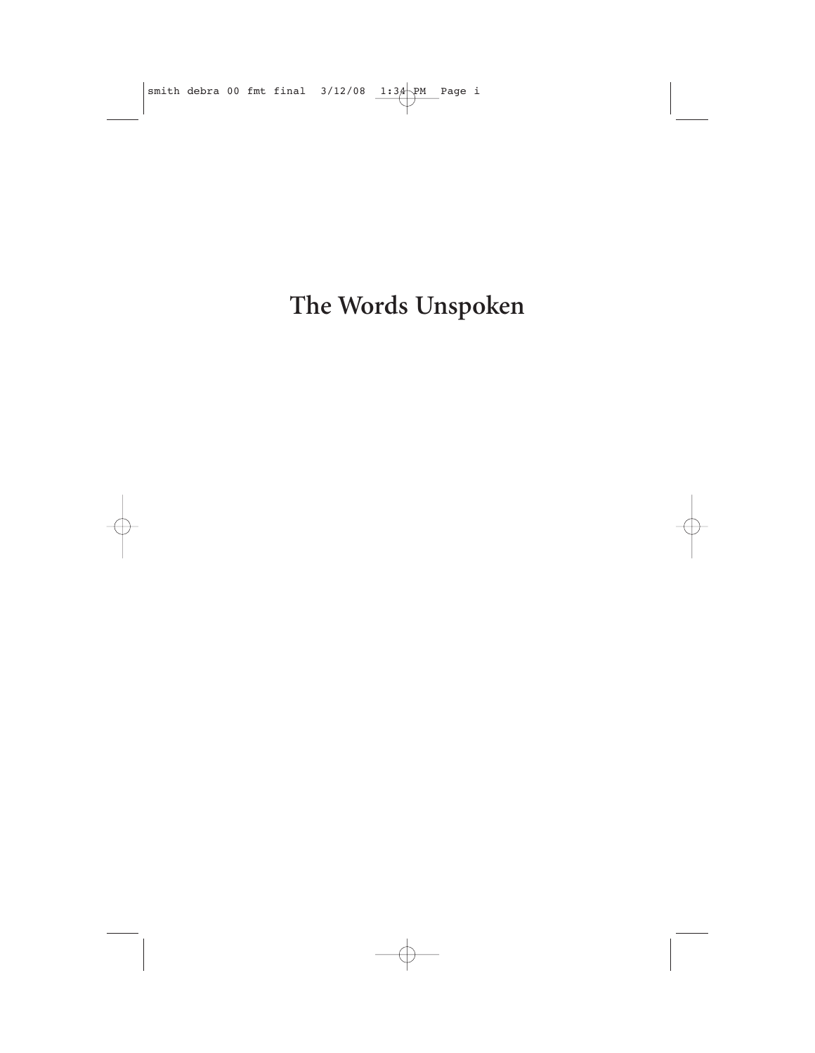# The Words Unspoken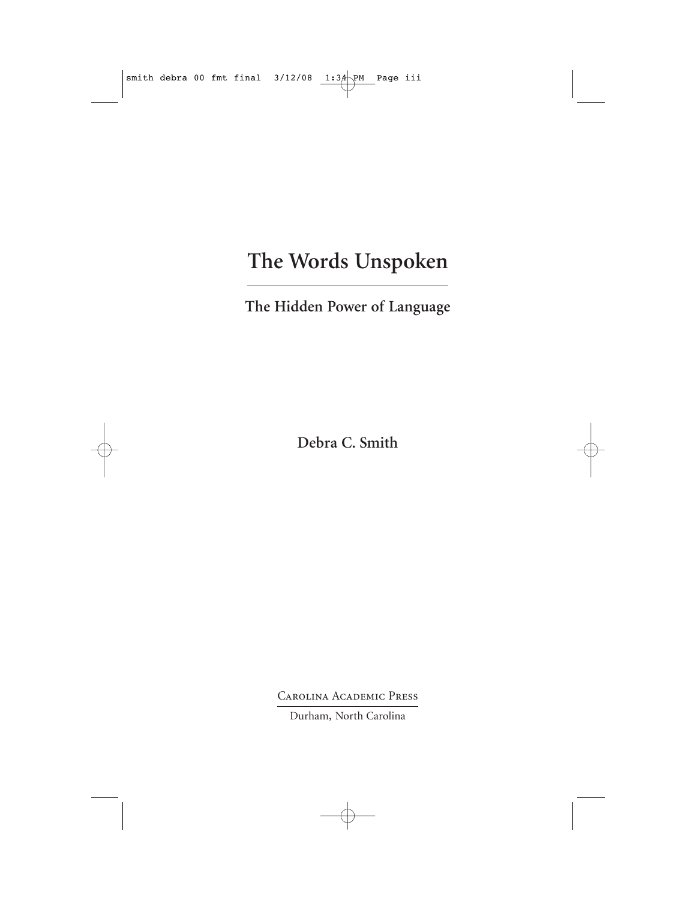# The Words Unspoken

## The Hidden Power of Language

**Debra C. Smith**

Carolina Academic Press

Durham, North Carolina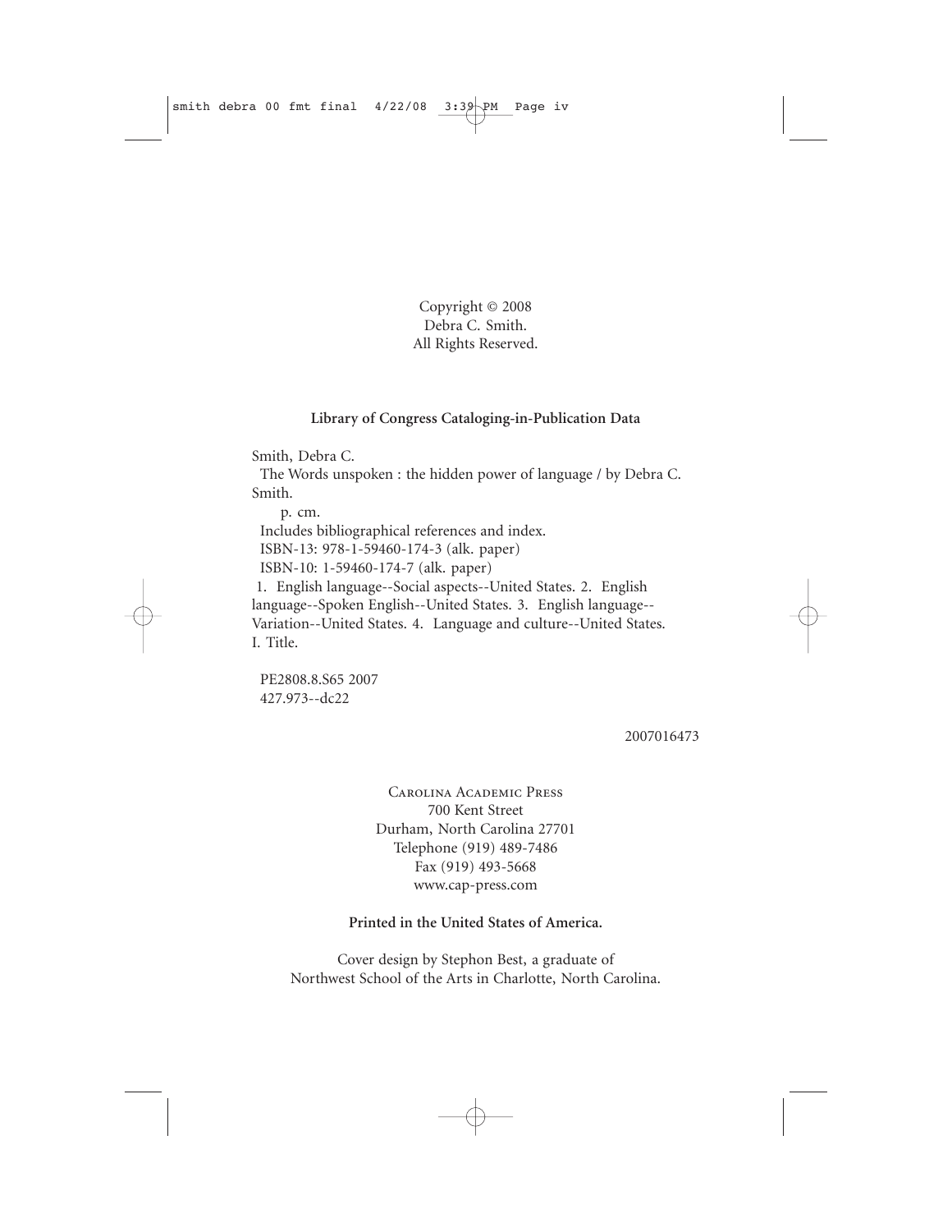Copyright © 2008
Debra C. Smith.
All Rights Reserved.

**Library of Congress Cataloging-in-Publication Data**

Smith, Debra C.

The Words unspoken : the hidden power of language / by Debra C. Smith.

p. cm.

Includes bibliographical references and index.

ISBN-13: 978-1-59460-174-3 (alk. paper)

ISBN-10: 1-59460-174-7 (alk. paper)

1. English language--Social aspects--United States. 2. English language--Spoken English--United States. 3. English language--Variation--United States. 4. Language and culture--United States. I. Title.

PE2808.8.S65 2007
427.973--dc22

2007016473

Carolina Academic Press
700 Kent Street
Durham, North Carolina 27701
Telephone (919) 489-7486
Fax (919) 493-5668
www.cap-press.com

**Printed in the United States of America.**

Cover design by Stephon Best, a graduate of
Northwest School of the Arts in Charlotte, North Carolina.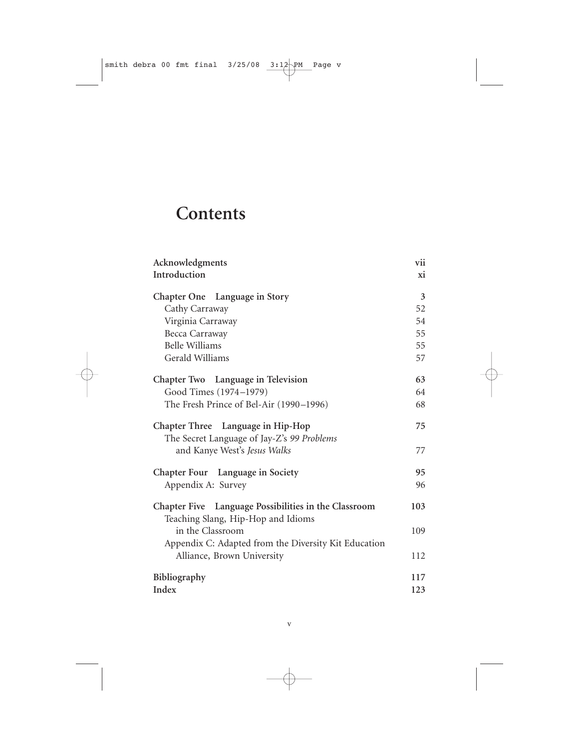# Contents

| | |
|---|---|
| **Acknowledgments** | **vii** |
| **Introduction** | **xi** |
| **Chapter One Language in Story** | **3** |
| Cathy Carraway | 52 |
| Virginia Carraway | 54 |
| Becca Carraway | 55 |
| Belle Williams | 55 |
| Gerald Williams | 57 |
| **Chapter Two Language in Television** | **63** |
| Good Times (1974–1979) | 64 |
| The Fresh Prince of Bel-Air (1990–1996) | 68 |
| **Chapter Three Language in Hip-Hop** | **75** |
| The Secret Language of Jay-Z's *99 Problems* and Kanye West's *Jesus Walks* | 77 |
| **Chapter Four Language in Society** | **95** |
| Appendix A: Survey | 96 |
| **Chapter Five Language Possibilities in the Classroom** | **103** |
| Teaching Slang, Hip-Hop and Idioms in the Classroom | 109 |
| Appendix C: Adapted from the Diversity Kit Education Alliance, Brown University | 112 |
| **Bibliography** | **117** |
| **Index** | **123** |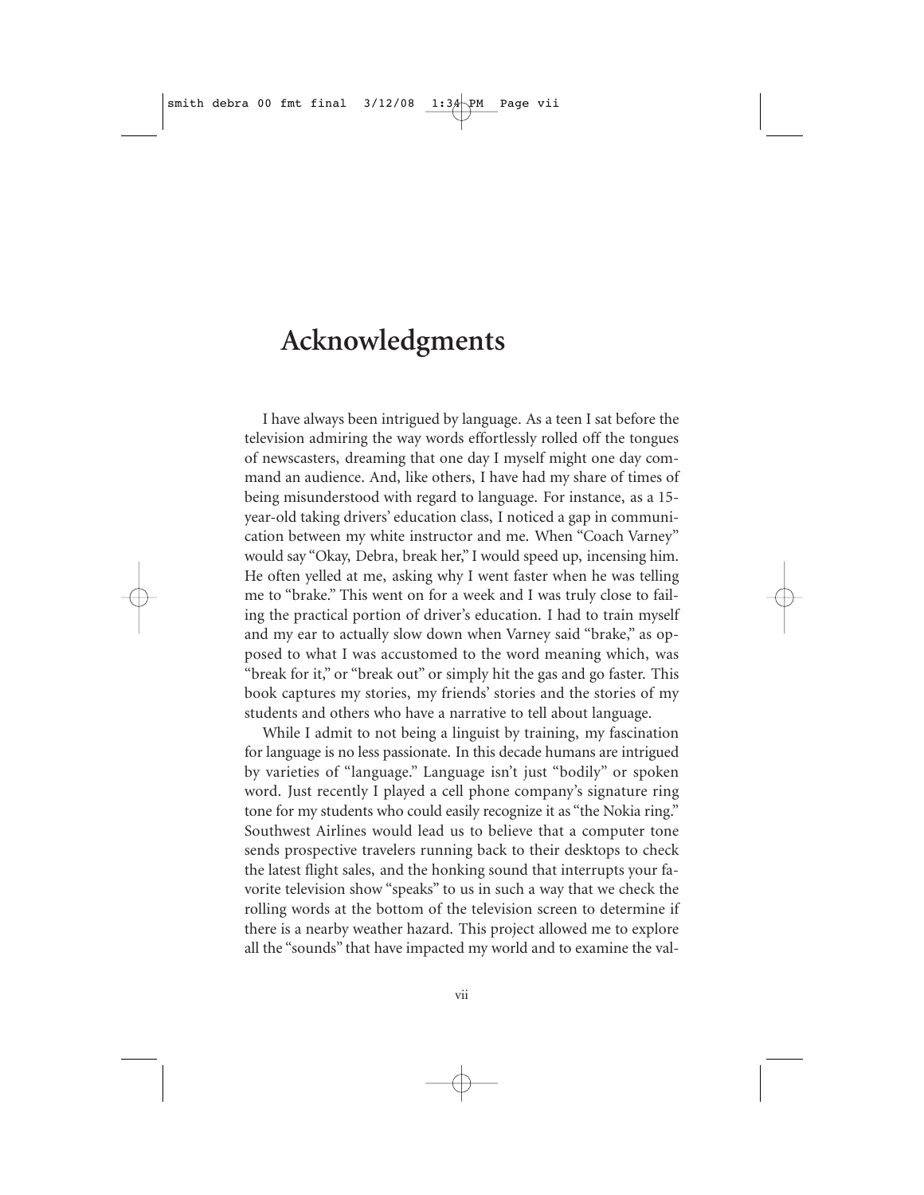# Acknowledgments

I have always been intrigued by language. As a teen I sat before the television admiring the way words effortlessly rolled off the tongues of newscasters, dreaming that one day I myself might one day command an audience. And, like others, I have had my share of times of being misunderstood with regard to language. For instance, as a 15-year-old taking drivers' education class, I noticed a gap in communication between my white instructor and me. When "Coach Varney" would say "Okay, Debra, break her," I would speed up, incensing him. He often yelled at me, asking why I went faster when he was telling me to "brake." This went on for a week and I was truly close to failing the practical portion of driver's education. I had to train myself and my ear to actually slow down when Varney said "brake," as opposed to what I was accustomed to the word meaning which, was "break for it," or "break out" or simply hit the gas and go faster. This book captures my stories, my friends' stories and the stories of my students and others who have a narrative to tell about language.

While I admit to not being a linguist by training, my fascination for language is no less passionate. In this decade humans are intrigued by varieties of "language." Language isn't just "bodily" or spoken word. Just recently I played a cell phone company's signature ring tone for my students who could easily recognize it as "the Nokia ring." Southwest Airlines would lead us to believe that a computer tone sends prospective travelers running back to their desktops to check the latest flight sales, and the honking sound that interrupts your favorite television show "speaks" to us in such a way that we check the rolling words at the bottom of the television screen to determine if there is a nearby weather hazard. This project allowed me to explore all the "sounds" that have impacted my world and to examine the val-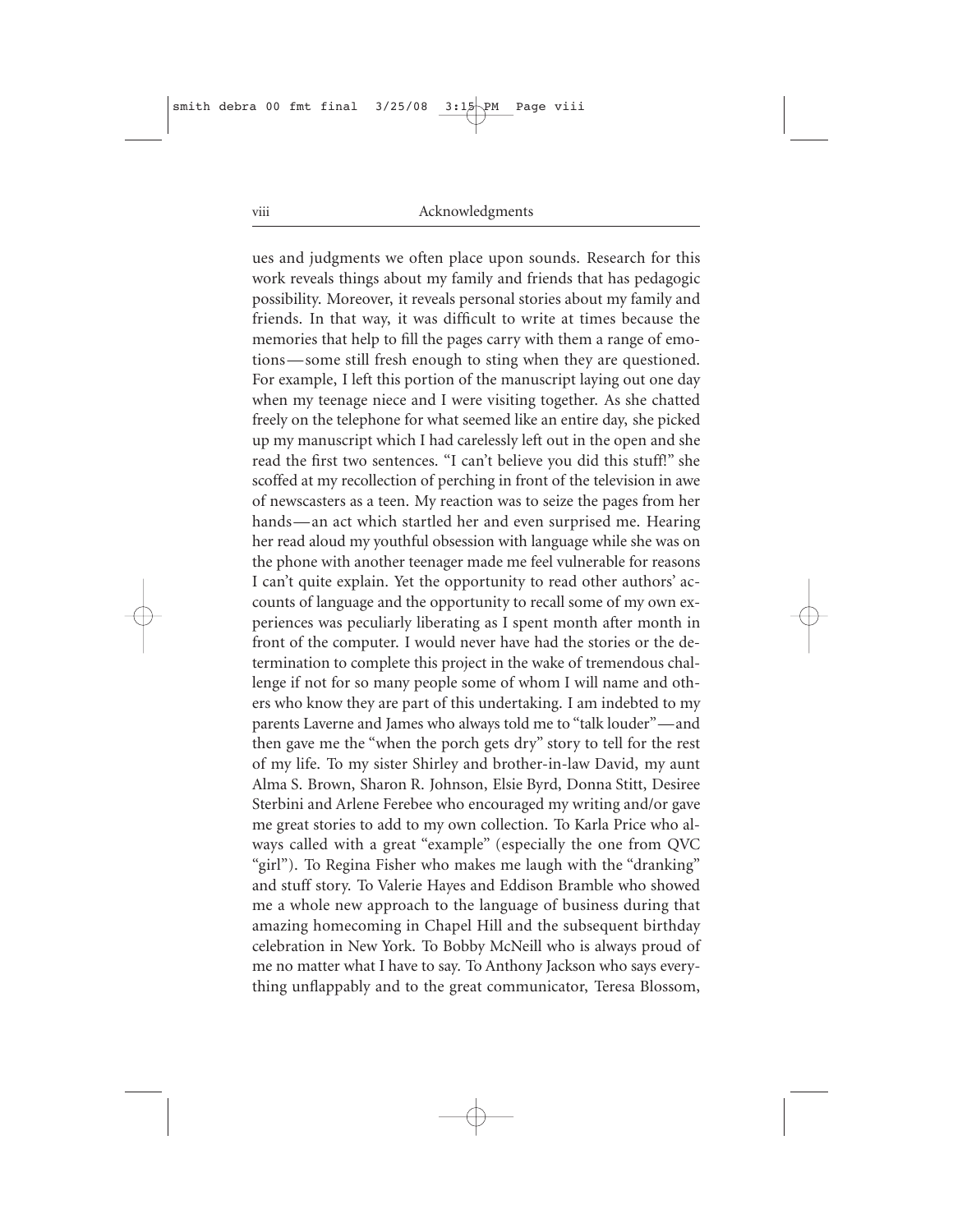ues and judgments we often place upon sounds. Research for this work reveals things about my family and friends that has pedagogic possibility. Moreover, it reveals personal stories about my family and friends. In that way, it was difficult to write at times because the memories that help to fill the pages carry with them a range of emotions—some still fresh enough to sting when they are questioned. For example, I left this portion of the manuscript laying out one day when my teenage niece and I were visiting together. As she chatted freely on the telephone for what seemed like an entire day, she picked up my manuscript which I had carelessly left out in the open and she read the first two sentences. "I can't believe you did this stuff!" she scoffed at my recollection of perching in front of the television in awe of newscasters as a teen. My reaction was to seize the pages from her hands—an act which startled her and even surprised me. Hearing her read aloud my youthful obsession with language while she was on the phone with another teenager made me feel vulnerable for reasons I can't quite explain. Yet the opportunity to read other authors' accounts of language and the opportunity to recall some of my own experiences was peculiarly liberating as I spent month after month in front of the computer. I would never have had the stories or the determination to complete this project in the wake of tremendous challenge if not for so many people some of whom I will name and others who know they are part of this undertaking. I am indebted to my parents Laverne and James who always told me to "talk louder"—and then gave me the "when the porch gets dry" story to tell for the rest of my life. To my sister Shirley and brother-in-law David, my aunt Alma S. Brown, Sharon R. Johnson, Elsie Byrd, Donna Stitt, Desiree Sterbini and Arlene Ferebee who encouraged my writing and/or gave me great stories to add to my own collection. To Karla Price who always called with a great "example" (especially the one from QVC "girl"). To Regina Fisher who makes me laugh with the "dranking" and stuff story. To Valerie Hayes and Eddison Bramble who showed me a whole new approach to the language of business during that amazing homecoming in Chapel Hill and the subsequent birthday celebration in New York. To Bobby McNeill who is always proud of me no matter what I have to say. To Anthony Jackson who says everything unflappably and to the great communicator, Teresa Blossom,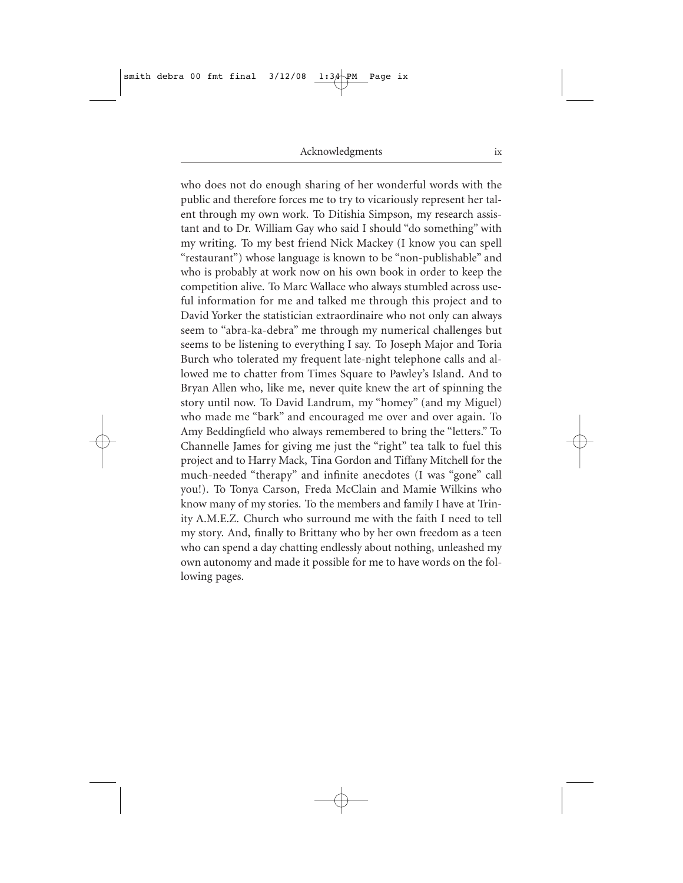who does not do enough sharing of her wonderful words with the public and therefore forces me to try to vicariously represent her talent through my own work. To Ditishia Simpson, my research assistant and to Dr. William Gay who said I should "do something" with my writing. To my best friend Nick Mackey (I know you can spell "restaurant") whose language is known to be "non-publishable" and who is probably at work now on his own book in order to keep the competition alive. To Marc Wallace who always stumbled across useful information for me and talked me through this project and to David Yorker the statistician extraordinaire who not only can always seem to "abra-ka-debra" me through my numerical challenges but seems to be listening to everything I say. To Joseph Major and Toria Burch who tolerated my frequent late-night telephone calls and allowed me to chatter from Times Square to Pawley's Island. And to Bryan Allen who, like me, never quite knew the art of spinning the story until now. To David Landrum, my "homey" (and my Miguel) who made me "bark" and encouraged me over and over again. To Amy Beddingfield who always remembered to bring the "letters." To Channelle James for giving me just the "right" tea talk to fuel this project and to Harry Mack, Tina Gordon and Tiffany Mitchell for the much-needed "therapy" and infinite anecdotes (I was "gone" call you!). To Tonya Carson, Freda McClain and Mamie Wilkins who know many of my stories. To the members and family I have at Trinity A.M.E.Z. Church who surround me with the faith I need to tell my story. And, finally to Brittany who by her own freedom as a teen who can spend a day chatting endlessly about nothing, unleashed my own autonomy and made it possible for me to have words on the following pages.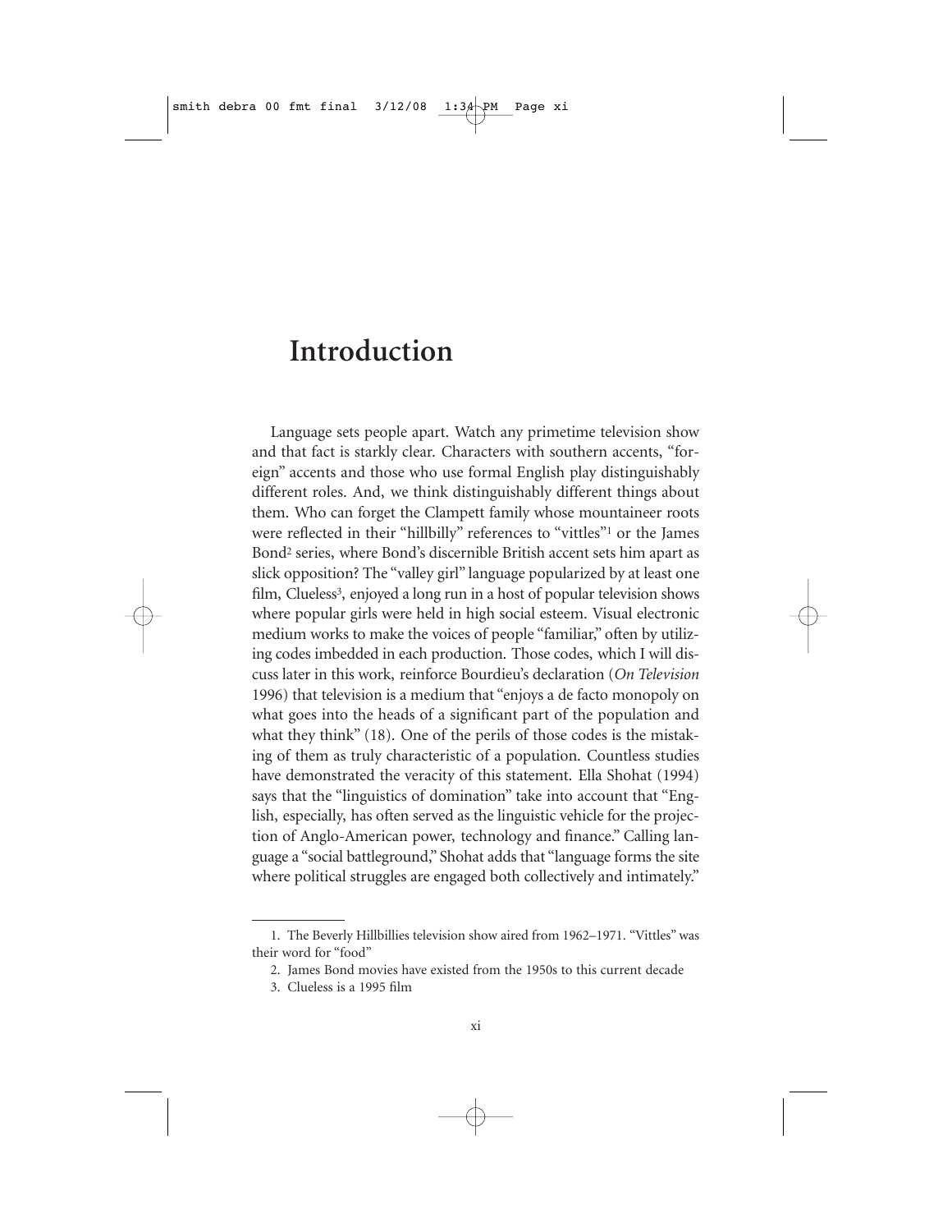# Introduction

Language sets people apart. Watch any primetime television show and that fact is starkly clear. Characters with southern accents, "foreign" accents and those who use formal English play distinguishably different roles. And, we think distinguishably different things about them. Who can forget the Clampett family whose mountaineer roots were reflected in their "hillbilly" references to "vittles"[1] or the James Bond[2] series, where Bond's discernible British accent sets him apart as slick opposition? The "valley girl" language popularized by at least one film, Clueless[3], enjoyed a long run in a host of popular television shows where popular girls were held in high social esteem. Visual electronic medium works to make the voices of people "familiar," often by utilizing codes imbedded in each production. Those codes, which I will discuss later in this work, reinforce Bourdieu's declaration (*On Television* 1996) that television is a medium that "enjoys a de facto monopoly on what goes into the heads of a significant part of the population and what they think" (18). One of the perils of those codes is the mistaking of them as truly characteristic of a population. Countless studies have demonstrated the veracity of this statement. Ella Shohat (1994) says that the "linguistics of domination" take into account that "English, especially, has often served as the linguistic vehicle for the projection of Anglo-American power, technology and finance." Calling language a "social battleground," Shohat adds that "language forms the site where political struggles are engaged both collectively and intimately."

---

1. The Beverly Hillbillies television show aired from 1962–1971. "Vittles" was their word for "food"
2. James Bond movies have existed from the 1950s to this current decade
3. Clueless is a 1995 film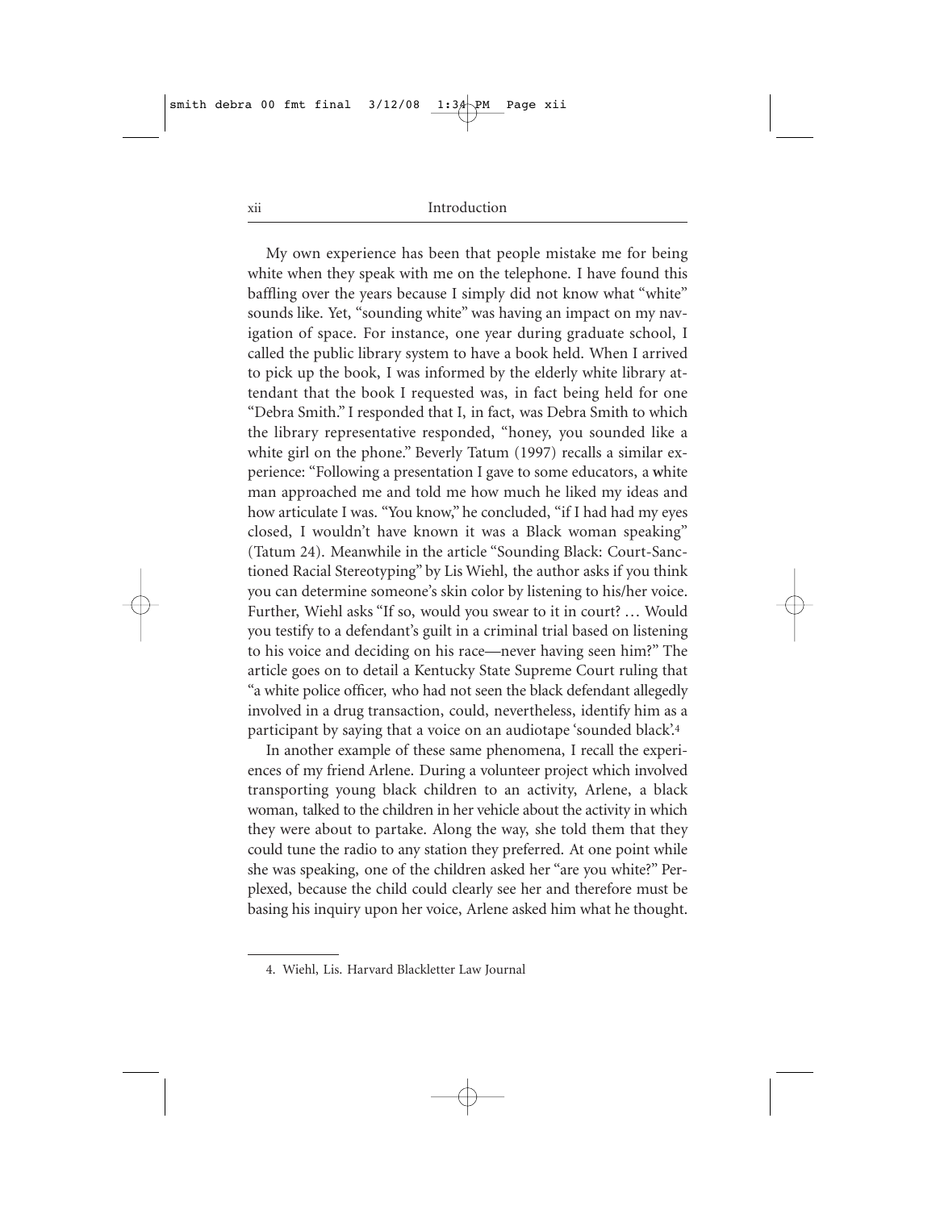My own experience has been that people mistake me for being white when they speak with me on the telephone. I have found this baffling over the years because I simply did not know what "white" sounds like. Yet, "sounding white" was having an impact on my navigation of space. For instance, one year during graduate school, I called the public library system to have a book held. When I arrived to pick up the book, I was informed by the elderly white library attendant that the book I requested was, in fact being held for one "Debra Smith." I responded that I, in fact, was Debra Smith to which the library representative responded, "honey, you sounded like a white girl on the phone." Beverly Tatum (1997) recalls a similar experience: "Following a presentation I gave to some educators, a white man approached me and told me how much he liked my ideas and how articulate I was. "You know," he concluded, "if I had had my eyes closed, I wouldn't have known it was a Black woman speaking" (Tatum 24). Meanwhile in the article "Sounding Black: Court-Sanctioned Racial Stereotyping" by Lis Wiehl, the author asks if you think you can determine someone's skin color by listening to his/her voice. Further, Wiehl asks "If so, would you swear to it in court? … Would you testify to a defendant's guilt in a criminal trial based on listening to his voice and deciding on his race—never having seen him?" The article goes on to detail a Kentucky State Supreme Court ruling that "a white police officer, who had not seen the black defendant allegedly involved in a drug transaction, could, nevertheless, identify him as a participant by saying that a voice on an audiotape 'sounded black'.[4]

In another example of these same phenomena, I recall the experiences of my friend Arlene. During a volunteer project which involved transporting young black children to an activity, Arlene, a black woman, talked to the children in her vehicle about the activity in which they were about to partake. Along the way, she told them that they could tune the radio to any station they preferred. At one point while she was speaking, one of the children asked her "are you white?" Perplexed, because the child could clearly see her and therefore must be basing his inquiry upon her voice, Arlene asked him what he thought.

---

4. Wiehl, Lis. Harvard Blackletter Law Journal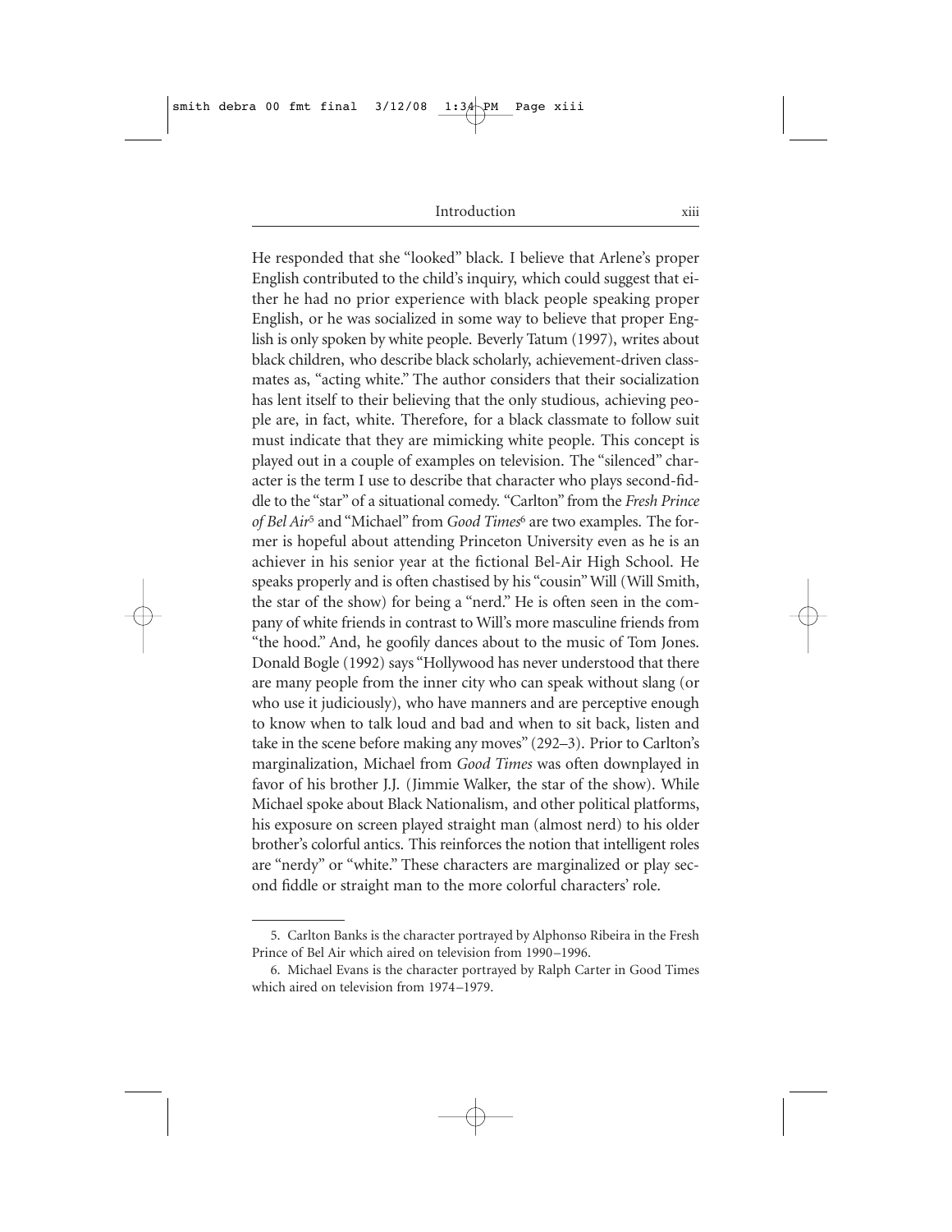He responded that she "looked" black. I believe that Arlene's proper English contributed to the child's inquiry, which could suggest that either he had no prior experience with black people speaking proper English, or he was socialized in some way to believe that proper English is only spoken by white people. Beverly Tatum (1997), writes about black children, who describe black scholarly, achievement-driven classmates as, "acting white." The author considers that their socialization has lent itself to their believing that the only studious, achieving people are, in fact, white. Therefore, for a black classmate to follow suit must indicate that they are mimicking white people. This concept is played out in a couple of examples on television. The "silenced" character is the term I use to describe that character who plays second-fiddle to the "star" of a situational comedy. "Carlton" from the *Fresh Prince of Bel Air*[5] and "Michael" from *Good Times*[6] are two examples. The former is hopeful about attending Princeton University even as he is an achiever in his senior year at the fictional Bel-Air High School. He speaks properly and is often chastised by his "cousin" Will (Will Smith, the star of the show) for being a "nerd." He is often seen in the company of white friends in contrast to Will's more masculine friends from "the hood." And, he goofily dances about to the music of Tom Jones. Donald Bogle (1992) says "Hollywood has never understood that there are many people from the inner city who can speak without slang (or who use it judiciously), who have manners and are perceptive enough to know when to talk loud and bad and when to sit back, listen and take in the scene before making any moves" (292–3). Prior to Carlton's marginalization, Michael from *Good Times* was often downplayed in favor of his brother J.J. (Jimmie Walker, the star of the show). While Michael spoke about Black Nationalism, and other political platforms, his exposure on screen played straight man (almost nerd) to his older brother's colorful antics. This reinforces the notion that intelligent roles are "nerdy" or "white." These characters are marginalized or play second fiddle or straight man to the more colorful characters' role.

---

5. Carlton Banks is the character portrayed by Alphonso Ribeira in the Fresh Prince of Bel Air which aired on television from 1990–1996.

6. Michael Evans is the character portrayed by Ralph Carter in Good Times which aired on television from 1974–1979.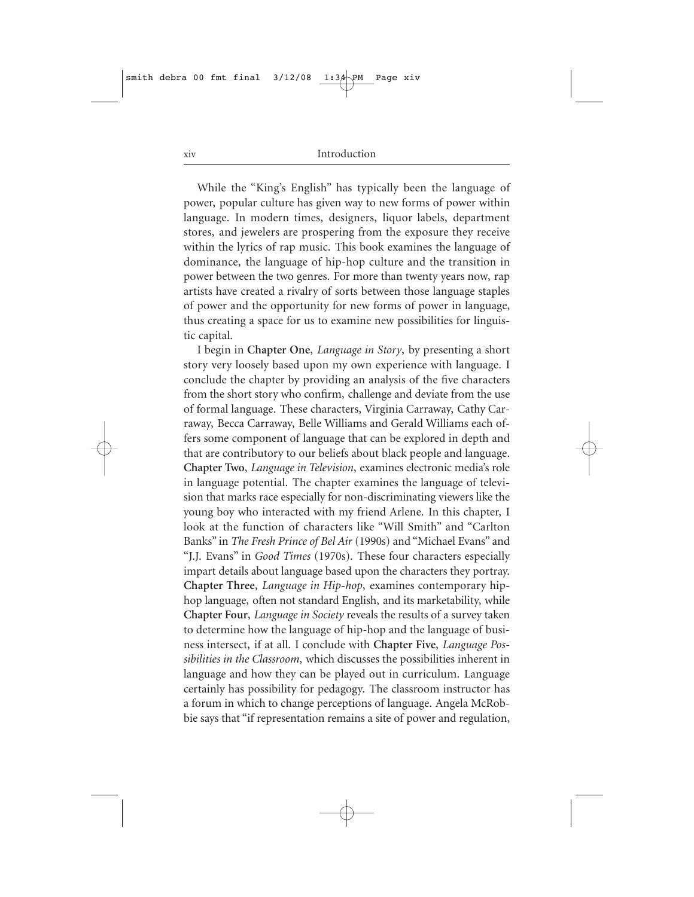While the "King's English" has typically been the language of power, popular culture has given way to new forms of power within language. In modern times, designers, liquor labels, department stores, and jewelers are prospering from the exposure they receive within the lyrics of rap music. This book examines the language of dominance, the language of hip-hop culture and the transition in power between the two genres. For more than twenty years now, rap artists have created a rivalry of sorts between those language staples of power and the opportunity for new forms of power in language, thus creating a space for us to examine new possibilities for linguistic capital.

I begin in **Chapter One**, *Language in Story*, by presenting a short story very loosely based upon my own experience with language. I conclude the chapter by providing an analysis of the five characters from the short story who confirm, challenge and deviate from the use of formal language. These characters, Virginia Carraway, Cathy Carraway, Becca Carraway, Belle Williams and Gerald Williams each offers some component of language that can be explored in depth and that are contributory to our beliefs about black people and language. **Chapter Two**, *Language in Television*, examines electronic media's role in language potential. The chapter examines the language of television that marks race especially for non-discriminating viewers like the young boy who interacted with my friend Arlene. In this chapter, I look at the function of characters like "Will Smith" and "Carlton Banks" in *The Fresh Prince of Bel Air* (1990s) and "Michael Evans" and "J.J. Evans" in *Good Times* (1970s). These four characters especially impart details about language based upon the characters they portray. **Chapter Three**, *Language in Hip-hop*, examines contemporary hip-hop language, often not standard English, and its marketability, while **Chapter Four**, *Language in Society* reveals the results of a survey taken to determine how the language of hip-hop and the language of business intersect, if at all. I conclude with **Chapter Five**, *Language Possibilities in the Classroom*, which discusses the possibilities inherent in language and how they can be played out in curriculum. Language certainly has possibility for pedagogy. The classroom instructor has a forum in which to change perceptions of language. Angela McRobbie says that "if representation remains a site of power and regulation,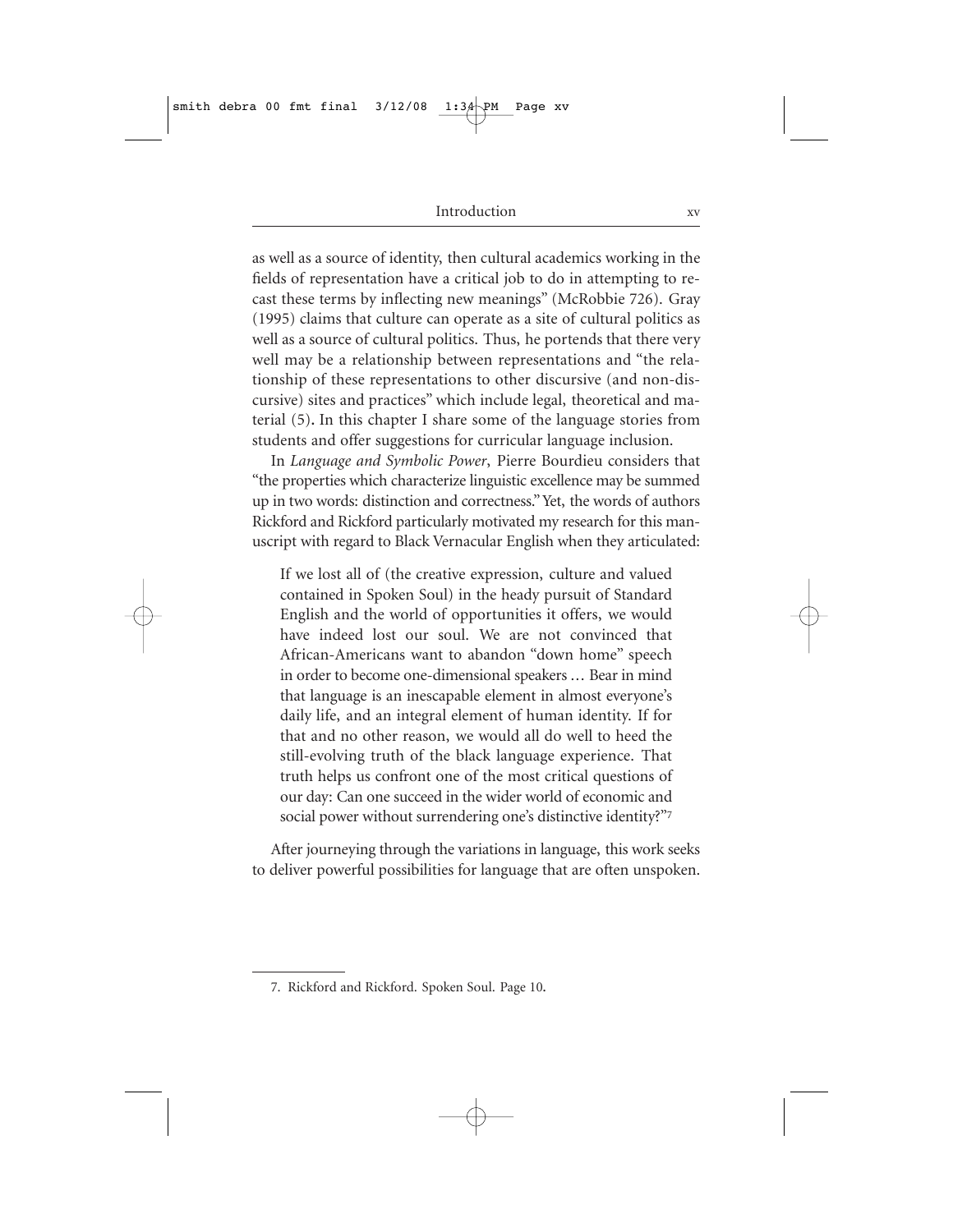as well as a source of identity, then cultural academics working in the fields of representation have a critical job to do in attempting to recast these terms by inflecting new meanings" (McRobbie 726). Gray (1995) claims that culture can operate as a site of cultural politics as well as a source of cultural politics. Thus, he portends that there very well may be a relationship between representations and "the relationship of these representations to other discursive (and non-discursive) sites and practices" which include legal, theoretical and material (5). In this chapter I share some of the language stories from students and offer suggestions for curricular language inclusion.

In *Language and Symbolic Power*, Pierre Bourdieu considers that "the properties which characterize linguistic excellence may be summed up in two words: distinction and correctness." Yet, the words of authors Rickford and Rickford particularly motivated my research for this manuscript with regard to Black Vernacular English when they articulated:

> If we lost all of (the creative expression, culture and valued contained in Spoken Soul) in the heady pursuit of Standard English and the world of opportunities it offers, we would have indeed lost our soul. We are not convinced that African-Americans want to abandon "down home" speech in order to become one-dimensional speakers … Bear in mind that language is an inescapable element in almost everyone's daily life, and an integral element of human identity. If for that and no other reason, we would all do well to heed the still-evolving truth of the black language experience. That truth helps us confront one of the most critical questions of our day: Can one succeed in the wider world of economic and social power without surrendering one's distinctive identity?"[7]

After journeying through the variations in language, this work seeks to deliver powerful possibilities for language that are often unspoken.

---

7. Rickford and Rickford. Spoken Soul. Page 10.